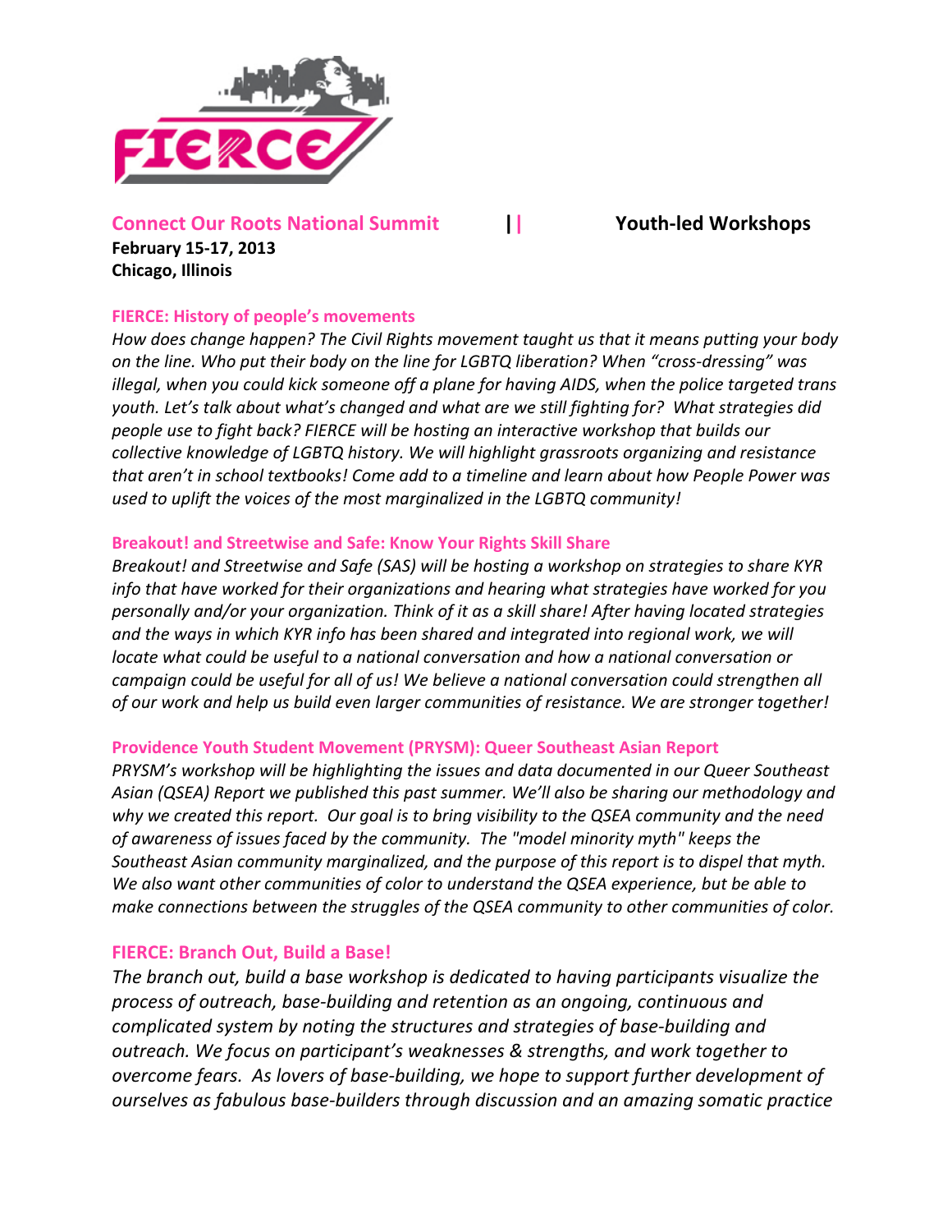## Connect Our Roots National Summit || Youth-led Workshops

**February 15-17, 2013**
**Chicago, Illinois**

### FIERCE: History of people's movements

*How does change happen? The Civil Rights movement taught us that it means putting your body on the line. Who put their body on the line for LGBTQ liberation? When "cross-dressing" was illegal, when you could kick someone off a plane for having AIDS, when the police targeted trans youth. Let's talk about what's changed and what are we still fighting for? What strategies did people use to fight back? FIERCE will be hosting an interactive workshop that builds our collective knowledge of LGBTQ history. We will highlight grassroots organizing and resistance that aren't in school textbooks! Come add to a timeline and learn about how People Power was used to uplift the voices of the most marginalized in the LGBTQ community!*

### Breakout! and Streetwise and Safe: Know Your Rights Skill Share

*Breakout! and Streetwise and Safe (SAS) will be hosting a workshop on strategies to share KYR info that have worked for their organizations and hearing what strategies have worked for you personally and/or your organization. Think of it as a skill share! After having located strategies and the ways in which KYR info has been shared and integrated into regional work, we will locate what could be useful to a national conversation and how a national conversation or campaign could be useful for all of us! We believe a national conversation could strengthen all of our work and help us build even larger communities of resistance. We are stronger together!*

### Providence Youth Student Movement (PRYSM): Queer Southeast Asian Report

*PRYSM's workshop will be highlighting the issues and data documented in our Queer Southeast Asian (QSEA) Report we published this past summer. We'll also be sharing our methodology and why we created this report. Our goal is to bring visibility to the QSEA community and the need of awareness of issues faced by the community. The "model minority myth" keeps the Southeast Asian community marginalized, and the purpose of this report is to dispel that myth. We also want other communities of color to understand the QSEA experience, but be able to make connections between the struggles of the QSEA community to other communities of color.*

### FIERCE: Branch Out, Build a Base!

*The branch out, build a base workshop is dedicated to having participants visualize the process of outreach, base-building and retention as an ongoing, continuous and complicated system by noting the structures and strategies of base-building and outreach. We focus on participant's weaknesses & strengths, and work together to overcome fears. As lovers of base-building, we hope to support further development of ourselves as fabulous base-builders through discussion and an amazing somatic practice*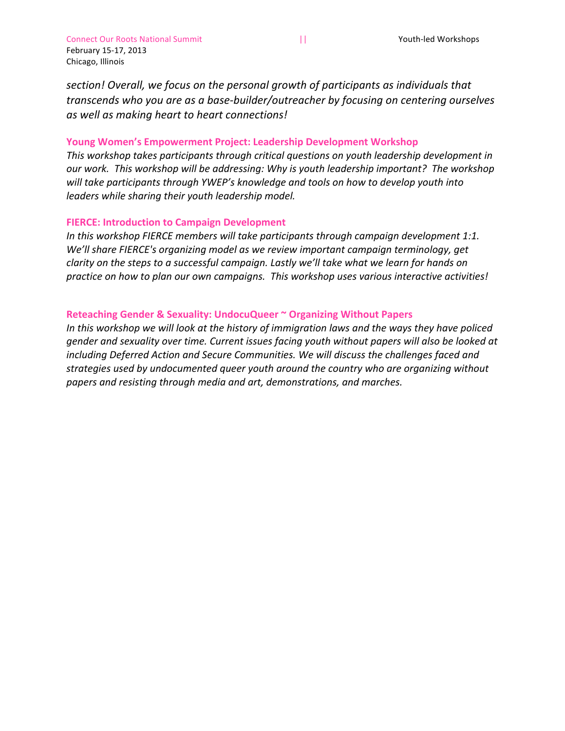*section! Overall, we focus on the personal growth of participants as individuals that transcends who you are as a base-builder/outreacher by focusing on centering ourselves as well as making heart to heart connections!*

### Young Women's Empowerment Project: Leadership Development Workshop

*This workshop takes participants through critical questions on youth leadership development in our work. This workshop will be addressing: Why is youth leadership important? The workshop will take participants through YWEP's knowledge and tools on how to develop youth into leaders while sharing their youth leadership model.*

### FIERCE: Introduction to Campaign Development

*In this workshop FIERCE members will take participants through campaign development 1:1. We'll share FIERCE's organizing model as we review important campaign terminology, get clarity on the steps to a successful campaign. Lastly we'll take what we learn for hands on practice on how to plan our own campaigns. This workshop uses various interactive activities!*

### Reteaching Gender & Sexuality: UndocuQueer ~ Organizing Without Papers

*In this workshop we will look at the history of immigration laws and the ways they have policed gender and sexuality over time. Current issues facing youth without papers will also be looked at including Deferred Action and Secure Communities. We will discuss the challenges faced and strategies used by undocumented queer youth around the country who are organizing without papers and resisting through media and art, demonstrations, and marches.*